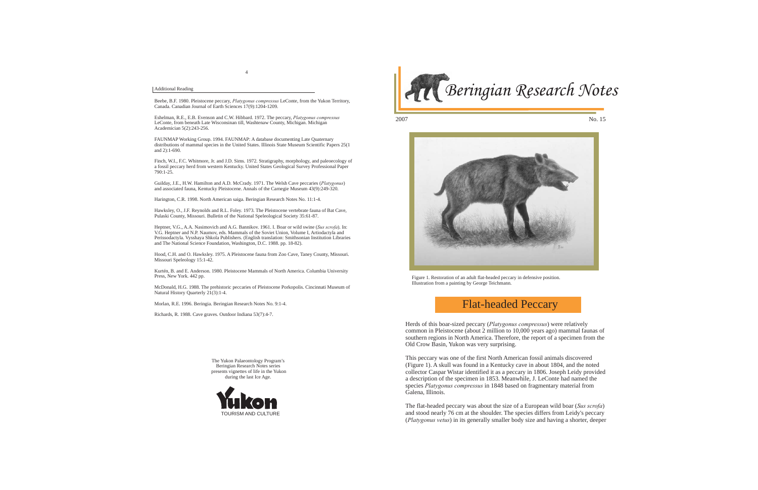## Additional Reading

Beebe, B.F. 1980. Pleistocene peccary, *Platygonus compressus* LeConte, from the Yukon Territory, Canada. Canadian Journal of Earth Sciences 17(9):1204-1209.

Eshelman, R.E., E.B. Evenson and C.W. Hibbard. 1972. The peccary, *Platygonus compressus* LeConte, from beneath Late Wisconsinan till, Washtenaw County, Michigan. Michigan Academician 5(2):243-256.

FAUNMAP Working Group. 1994. FAUNMAP: A database documenting Late Quaternary distributions of mammal species in the United States. Illinois State Museum Scientific Papers 25(1 and 2):1-690.

Finch, W.I., F.C. Whitmore, Jr. and J.D. Sims. 1972. Stratigraphy, morphology, and paleoecology of a fossil peccary herd from western Kentucky. United States Geological Survey Professional Paper 790:1-25.

Guilday, J.E., H.W. Hamilton and A.D. McCrady. 1971. The Welsh Cave peccaries (*Platygonus*) and associated fauna, Kentucky Pleistocene. Annals of the Carnegie Museum 43(9):249-320.

Harington, C.R. 1998. North American saiga. Beringian Research Notes No. 11:1-4.

Hawksley, O., J.F. Reynolds and R.L. Foley. 1973. The Pleistocene vertebrate fauna of Bat Cave, Pulaski County, Missouri. Bulletin of the National Speleological Society 35:61-87.

Heptner, V.G., A.A. Nasimovich and A.G. Bannikov. 1961. I. Boar or wild swine (*Sus scrofa*). In: V.G. Heptner and N.P. Naumov, eds. Mammals of the Soviet Union, Volume I, Artiodactyla and Perissodactyla. Vysshaya Shkola Publishers. (English translation: Smithsonian Institution Libraries and The National Science Foundation, Washington, D.C. 1988. pp. 18-82).

Hood, C.H. and O. Hawksley. 1975. A Pleistocene fauna from Zoo Cave, Taney County, Missouri. Missouri Speleology 15:1-42.

Kurtén, B. and E. Anderson. 1980. Pleistocene Mammals of North America. Columbia University Press, New York. 442 pp.

McDonald, H.G. 1988. The prehistoric peccaries of Pleistocene Porkopolis. Cincinnati Museum of Natural History Quarterly 21(3):1-4.

Morlan, R.E. 1996. Beringia. Beringian Research Notes No. 9:1-4.

Richards, R. 1988. Cave graves. Outdoor Indiana 53(7):4-7.

The Yukon Palaeontology Program's Beringian Research Notes series presents vignettes of life in the Yukon during the last Ice Age.

Yukon TOURISM AND CULTURE

# Beringian Research Notes

2007 No. 15

Figure 1. Restoration of an adult flat-headed peccary in defensive position. Illustration from a painting by George Teichmann.

## Flat-headed Peccary

Herds of this boar-sized peccary (*Platygonus compressus*) were relatively common in Pleistocene (about 2 million to 10,000 years ago) mammal faunas of southern regions in North America. Therefore, the report of a specimen from the Old Crow Basin, Yukon was very surprising.

This peccary was one of the first North American fossil animals discovered (Figure 1). A skull was found in a Kentucky cave in about 1804, and the noted collector Caspar Wistar identified it as a peccary in 1806. Joseph Leidy provided a description of the specimen in 1853. Meanwhile, J. LeConte had named the species *Platygonus compressus* in 1848 based on fragmentary material from Galena, Illinois.

The flat-headed peccary was about the size of a European wild boar (*Sus scrofa*) and stood nearly 76 cm at the shoulder. The species differs from Leidy's peccary (*Platygonus vetus*) in its generally smaller body size and having a shorter, deeper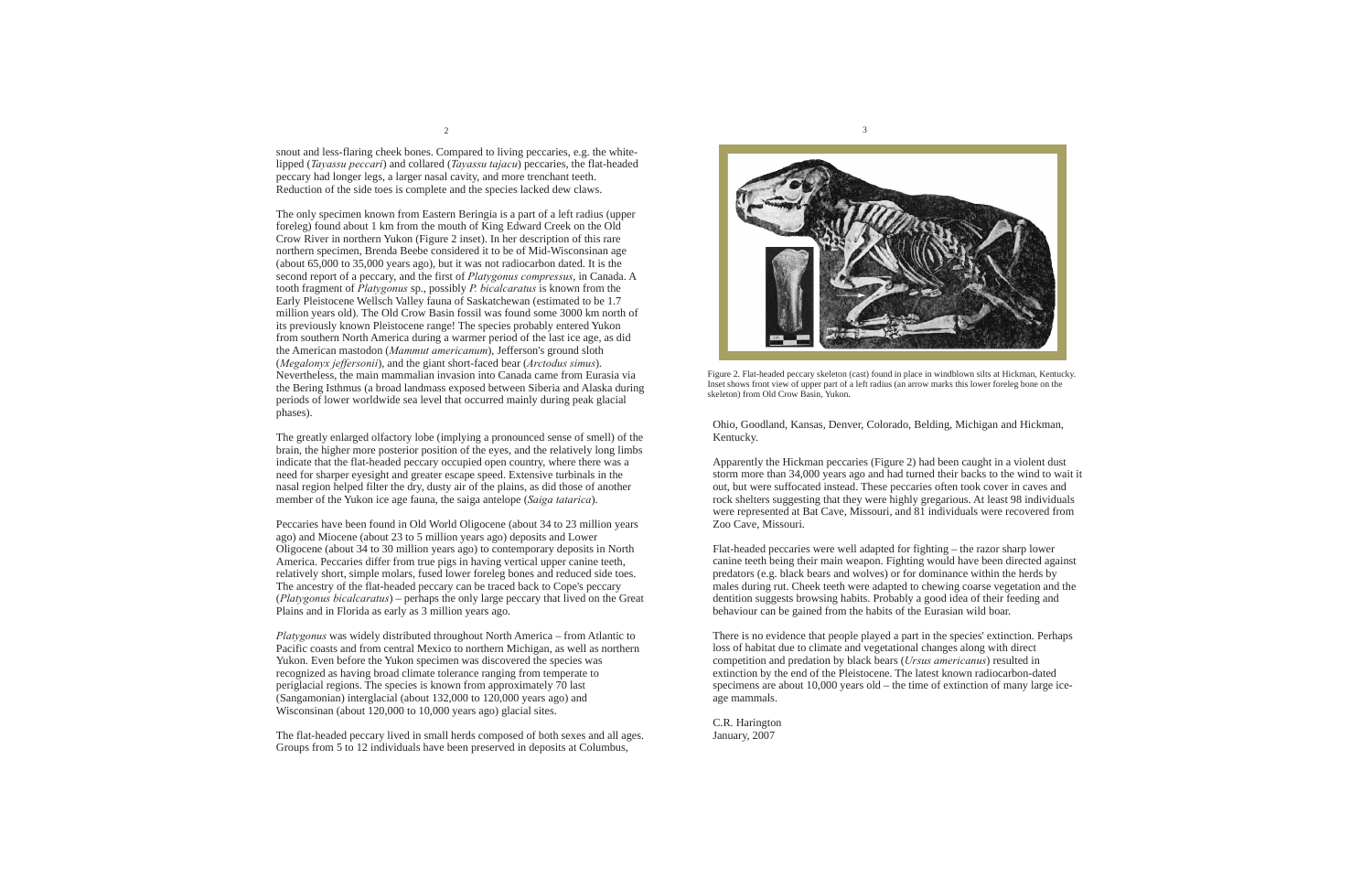snout and less-flaring cheek bones. Compared to living peccaries, e.g. the white-lipped (*Tayassu peccari*) and collared (*Tayassu tajacu*) peccaries, the flat-headed peccary had longer legs, a larger nasal cavity, and more trenchant teeth. Reduction of the side toes is complete and the species lacked dew claws.

The only specimen known from Eastern Beringia is a part of a left radius (upper foreleg) found about 1 km from the mouth of King Edward Creek on the Old Crow River in northern Yukon (Figure 2 inset). In her description of this rare northern specimen, Brenda Beebe considered it to be of Mid-Wisconsinan age (about 65,000 to 35,000 years ago), but it was not radiocarbon dated. It is the second report of a peccary, and the first of *Platygonus compressus*, in Canada. A tooth fragment of *Platygonus* sp., possibly *P. bicalcaratus* is known from the Early Pleistocene Wellsch Valley fauna of Saskatchewan (estimated to be 1.7 million years old). The Old Crow Basin fossil was found some 3000 km north of its previously known Pleistocene range! The species probably entered Yukon from southern North America during a warmer period of the last ice age, as did the American mastodon (*Mammut americanum*), Jefferson's ground sloth (*Megalonyx jeffersonii*), and the giant short-faced bear (*Arctodus simus*). Nevertheless, the main mammalian invasion into Canada came from Eurasia via the Bering Isthmus (a broad landmass exposed between Siberia and Alaska during periods of lower worldwide sea level that occurred mainly during peak glacial phases).

The greatly enlarged olfactory lobe (implying a pronounced sense of smell) of the brain, the higher more posterior position of the eyes, and the relatively long limbs indicate that the flat-headed peccary occupied open country, where there was a need for sharper eyesight and greater escape speed. Extensive turbinals in the nasal region helped filter the dry, dusty air of the plains, as did those of another member of the Yukon ice age fauna, the saiga antelope (*Saiga tatarica*).

Peccaries have been found in Old World Oligocene (about 34 to 23 million years ago) and Miocene (about 23 to 5 million years ago) deposits and Lower Oligocene (about 34 to 30 million years ago) to contemporary deposits in North America. Peccaries differ from true pigs in having vertical upper canine teeth, relatively short, simple molars, fused lower foreleg bones and reduced side toes. The ancestry of the flat-headed peccary can be traced back to Cope's peccary (*Platygonus bicalcaratus*) – perhaps the only large peccary that lived on the Great Plains and in Florida as early as 3 million years ago.

*Platygonus* was widely distributed throughout North America – from Atlantic to Pacific coasts and from central Mexico to northern Michigan, as well as northern Yukon. Even before the Yukon specimen was discovered the species was recognized as having broad climate tolerance ranging from temperate to periglacial regions. The species is known from approximately 70 last (Sangamonian) interglacial (about 132,000 to 120,000 years ago) and Wisconsinan (about 120,000 to 10,000 years ago) glacial sites.

The flat-headed peccary lived in small herds composed of both sexes and all ages. Groups from 5 to 12 individuals have been preserved in deposits at Columbus, Ohio, Goodland, Kansas, Denver, Colorado, Belding, Michigan and Hickman, Kentucky.

Figure 2. Flat-headed peccary skeleton (cast) found in place in windblown silts at Hickman, Kentucky. Inset shows front view of upper part of a left radius (an arrow marks this lower foreleg bone on the skeleton) from Old Crow Basin, Yukon.

Apparently the Hickman peccaries (Figure 2) had been caught in a violent dust storm more than 34,000 years ago and had turned their backs to the wind to wait it out, but were suffocated instead. These peccaries often took cover in caves and rock shelters suggesting that they were highly gregarious. At least 98 individuals were represented at Bat Cave, Missouri, and 81 individuals were recovered from Zoo Cave, Missouri.

Flat-headed peccaries were well adapted for fighting – the razor sharp lower canine teeth being their main weapon. Fighting would have been directed against predators (e.g. black bears and wolves) or for dominance within the herds by males during rut. Cheek teeth were adapted to chewing coarse vegetation and the dentition suggests browsing habits. Probably a good idea of their feeding and behaviour can be gained from the habits of the Eurasian wild boar.

There is no evidence that people played a part in the species' extinction. Perhaps loss of habitat due to climate and vegetational changes along with direct competition and predation by black bears (*Ursus americanus*) resulted in extinction by the end of the Pleistocene. The latest known radiocarbon-dated specimens are about 10,000 years old – the time of extinction of many large ice-age mammals.

C.R. Harington
January, 2007